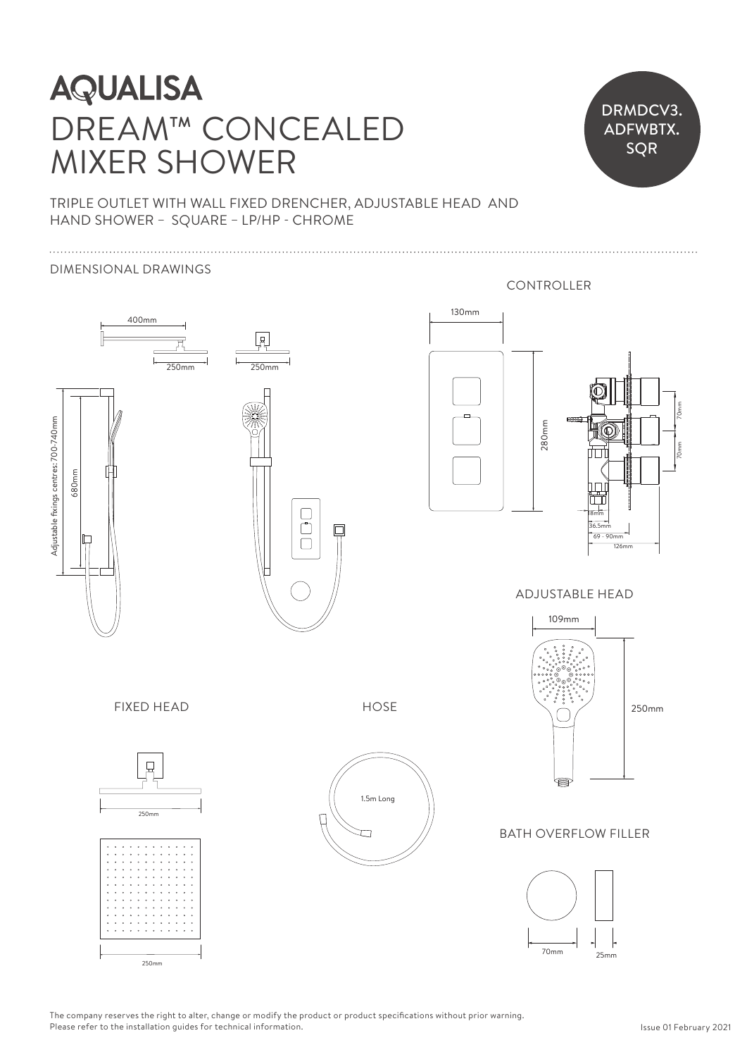# AQUALISA

# DREAM™ CONCEALED MIXER SHOWER

DRMDCV3. ADFWBTX. SQR

TRIPLE OUTLET WITH WALL FIXED DRENCHER, ADJUSTABLE HEAD AND HAND SHOWER – SQUARE – LP/HP - CHROME

## DIMENSIONAL DRAWINGS

400mm

250mm

250mm

Adjustable fixings centres: 700-740mm

680mm

### CONTROLLER

130mm

280mm

70mm

70mm

18mm

36.5mm

69 - 90mm

126mm

### ADJUSTABLE HEAD

109mm

250mm

### FIXED HEAD

250mm

250mm

### HOSE

1.5m Long

### BATH OVERFLOW FILLER

70mm

25mm

The company reserves the right to alter, change or modify the product or product specifications without prior warning.
Please refer to the installation guides for technical information.

Issue 01 February 2021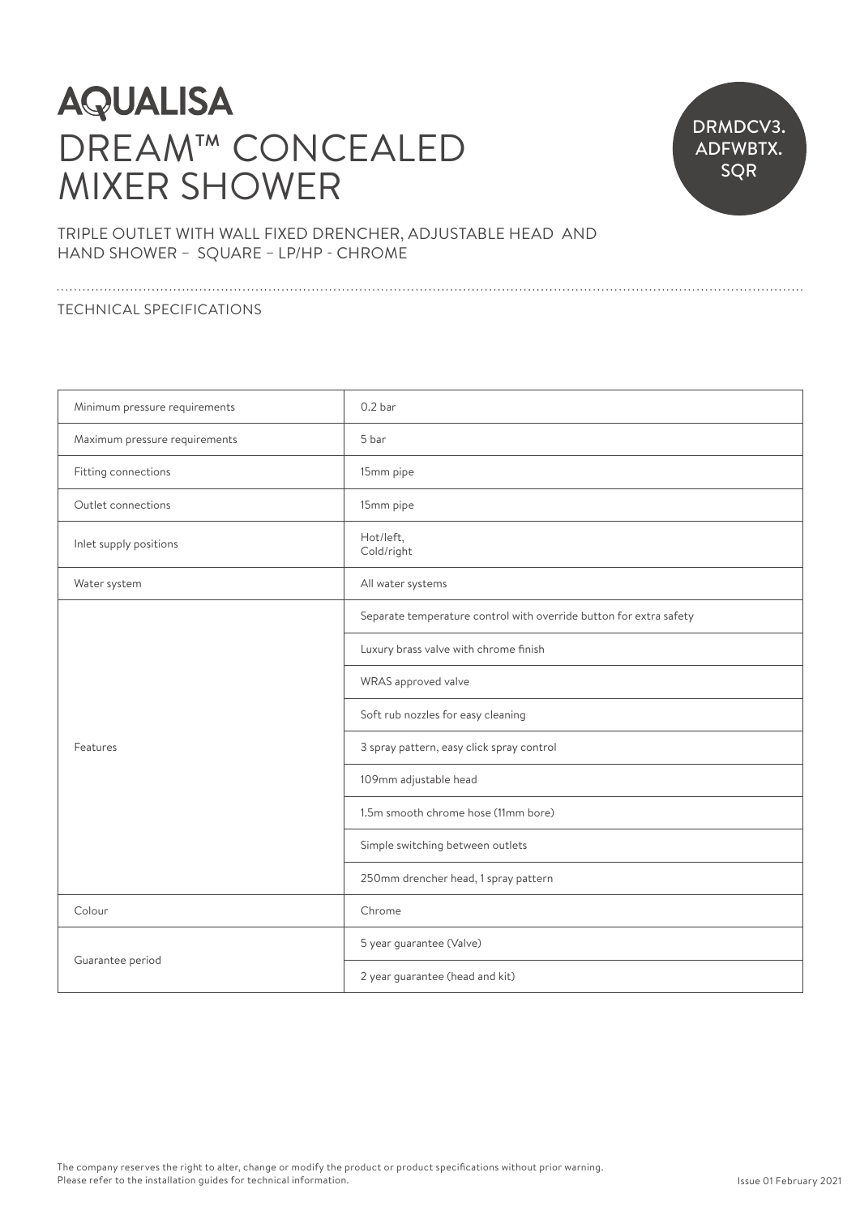# AQUALISA

# DREAM™ CONCEALED MIXER SHOWER

DRMDCV3.ADFWBTX.SQR

TRIPLE OUTLET WITH WALL FIXED DRENCHER, ADJUSTABLE HEAD AND HAND SHOWER – SQUARE – LP/HP - CHROME

TECHNICAL SPECIFICATIONS

| | |
|---|---|
| Minimum pressure requirements | 0.2 bar |
| Maximum pressure requirements | 5 bar |
| Fitting connections | 15mm pipe |
| Outlet connections | 15mm pipe |
| Inlet supply positions | Hot/left,<br>Cold/right |
| Water system | All water systems |
| Features | Separate temperature control with override button for extra safety |
| | Luxury brass valve with chrome finish |
| | WRAS approved valve |
| | Soft rub nozzles for easy cleaning |
| | 3 spray pattern, easy click spray control |
| | 109mm adjustable head |
| | 1.5m smooth chrome hose (11mm bore) |
| | Simple switching between outlets |
| | 250mm drencher head, 1 spray pattern |
| Colour | Chrome |
| Guarantee period | 5 year guarantee (Valve) |
| | 2 year guarantee (head and kit) |

The company reserves the right to alter, change or modify the product or product specifications without prior warning.
Please refer to the installation guides for technical information.

Issue 01 February 2021